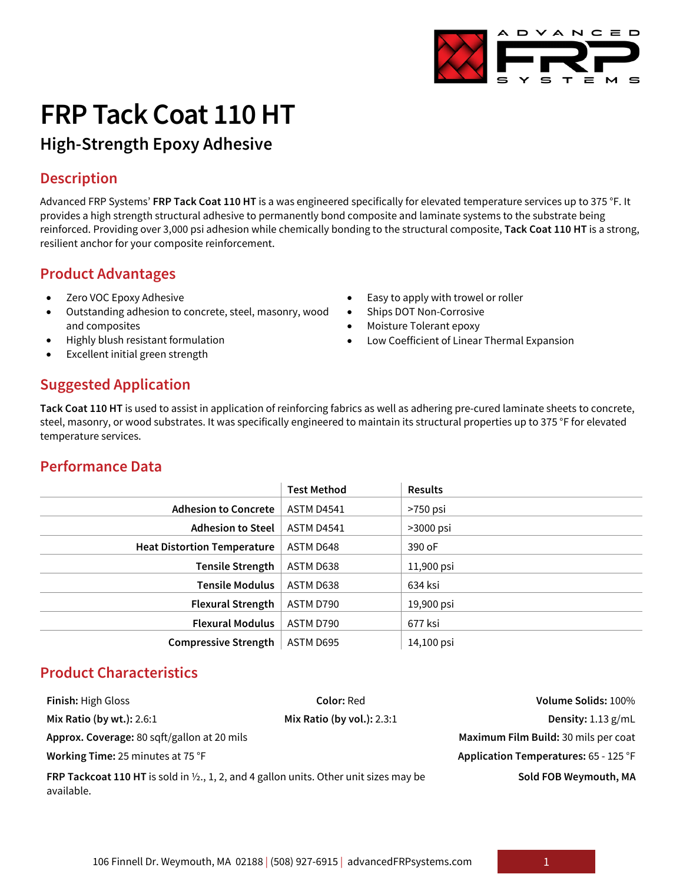# FRP Tack Coat 110 HT

## High-Strength Epoxy Adhesive

## Description

Advanced FRP Systems' **FRP Tack Coat 110 HT** is a was engineered specifically for elevated temperature services up to 375 °F. It provides a high strength structural adhesive to permanently bond composite and laminate systems to the substrate being reinforced. Providing over 3,000 psi adhesion while chemically bonding to the structural composite, **Tack Coat 110 HT** is a strong, resilient anchor for your composite reinforcement.

## Product Advantages

- Zero VOC Epoxy Adhesive
- Outstanding adhesion to concrete, steel, masonry, wood and composites
- Highly blush resistant formulation
- Excellent initial green strength
- Easy to apply with trowel or roller
- Ships DOT Non-Corrosive
- Moisture Tolerant epoxy
- Low Coefficient of Linear Thermal Expansion

## Suggested Application

**Tack Coat 110 HT** is used to assist in application of reinforcing fabrics as well as adhering pre-cured laminate sheets to concrete, steel, masonry, or wood substrates. It was specifically engineered to maintain its structural properties up to 375 °F for elevated temperature services.

## Performance Data

| | Test Method | Results |
|---|---|---|
| **Adhesion to Concrete** | ASTM D4541 | >750 psi |
| **Adhesion to Steel** | ASTM D4541 | >3000 psi |
| **Heat Distortion Temperature** | ASTM D648 | 390 oF |
| **Tensile Strength** | ASTM D638 | 11,900 psi |
| **Tensile Modulus** | ASTM D638 | 634 ksi |
| **Flexural Strength** | ASTM D790 | 19,900 psi |
| **Flexural Modulus** | ASTM D790 | 677 ksi |
| **Compressive Strength** | ASTM D695 | 14,100 psi |

## Product Characteristics

**Finish:** High Gloss

**Color:** Red

**Volume Solids:** 100%

**Mix Ratio (by wt.):** 2.6:1

**Mix Ratio (by vol.):** 2.3:1

**Density:** 1.13 g/mL

**Approx. Coverage:** 80 sqft/gallon at 20 mils

**Maximum Film Build:** 30 mils per coat

**Working Time:** 25 minutes at 75 °F

**Application Temperatures:** 65 - 125 °F

**FRP Tackcoat 110 HT** is sold in ½., 1, 2, and 4 gallon units. Other unit sizes may be available.

**Sold FOB Weymouth, MA**

106 Finnell Dr. Weymouth, MA 02188 | (508) 927-6915 | advancedFRPsystems.com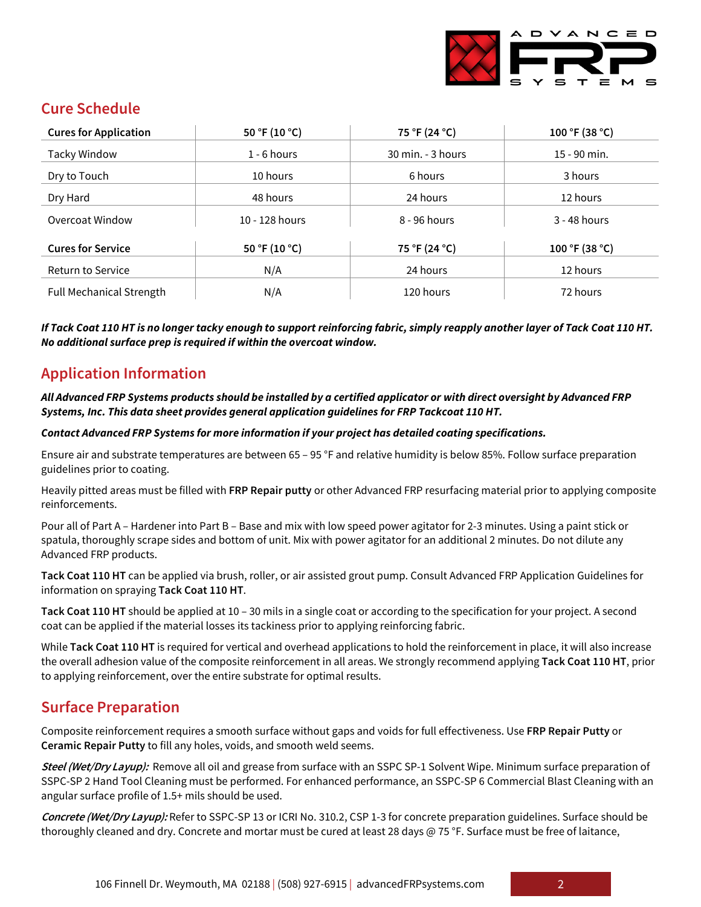## Cure Schedule

| Cures for Application | 50 °F (10 °C) | 75 °F (24 °C) | 100 °F (38 °C) |
|---|---|---|---|
| Tacky Window | 1 - 6 hours | 30 min. - 3 hours | 15 - 90 min. |
| Dry to Touch | 10 hours | 6 hours | 3 hours |
| Dry Hard | 48 hours | 24 hours | 12 hours |
| Overcoat Window | 10 - 128 hours | 8 - 96 hours | 3 - 48 hours |
| **Cures for Service** | **50 °F (10 °C)** | **75 °F (24 °C)** | **100 °F (38 °C)** |
| Return to Service | N/A | 24 hours | 12 hours |
| Full Mechanical Strength | N/A | 120 hours | 72 hours |

***If Tack Coat 110 HT is no longer tacky enough to support reinforcing fabric, simply reapply another layer of Tack Coat 110 HT. No additional surface prep is required if within the overcoat window.***

## Application Information

***All Advanced FRP Systems products should be installed by a certified applicator or with direct oversight by Advanced FRP Systems, Inc. This data sheet provides general application guidelines for FRP Tackcoat 110 HT.***

***Contact Advanced FRP Systems for more information if your project has detailed coating specifications.***

Ensure air and substrate temperatures are between 65 – 95 °F and relative humidity is below 85%. Follow surface preparation guidelines prior to coating.

Heavily pitted areas must be filled with **FRP Repair putty** or other Advanced FRP resurfacing material prior to applying composite reinforcements.

Pour all of Part A – Hardener into Part B – Base and mix with low speed power agitator for 2-3 minutes. Using a paint stick or spatula, thoroughly scrape sides and bottom of unit. Mix with power agitator for an additional 2 minutes. Do not dilute any Advanced FRP products.

**Tack Coat 110 HT** can be applied via brush, roller, or air assisted grout pump. Consult Advanced FRP Application Guidelines for information on spraying **Tack Coat 110 HT**.

**Tack Coat 110 HT** should be applied at 10 – 30 mils in a single coat or according to the specification for your project. A second coat can be applied if the material losses its tackiness prior to applying reinforcing fabric.

While **Tack Coat 110 HT** is required for vertical and overhead applications to hold the reinforcement in place, it will also increase the overall adhesion value of the composite reinforcement in all areas. We strongly recommend applying **Tack Coat 110 HT**, prior to applying reinforcement, over the entire substrate for optimal results.

## Surface Preparation

Composite reinforcement requires a smooth surface without gaps and voids for full effectiveness. Use **FRP Repair Putty** or **Ceramic Repair Putty** to fill any holes, voids, and smooth weld seems.

***Steel (Wet/Dry Layup):*** Remove all oil and grease from surface with an SSPC SP-1 Solvent Wipe. Minimum surface preparation of SSPC-SP 2 Hand Tool Cleaning must be performed. For enhanced performance, an SSPC-SP 6 Commercial Blast Cleaning with an angular surface profile of 1.5+ mils should be used.

***Concrete (Wet/Dry Layup):*** Refer to SSPC-SP 13 or ICRI No. 310.2, CSP 1-3 for concrete preparation guidelines. Surface should be thoroughly cleaned and dry. Concrete and mortar must be cured at least 28 days @ 75 °F. Surface must be free of laitance,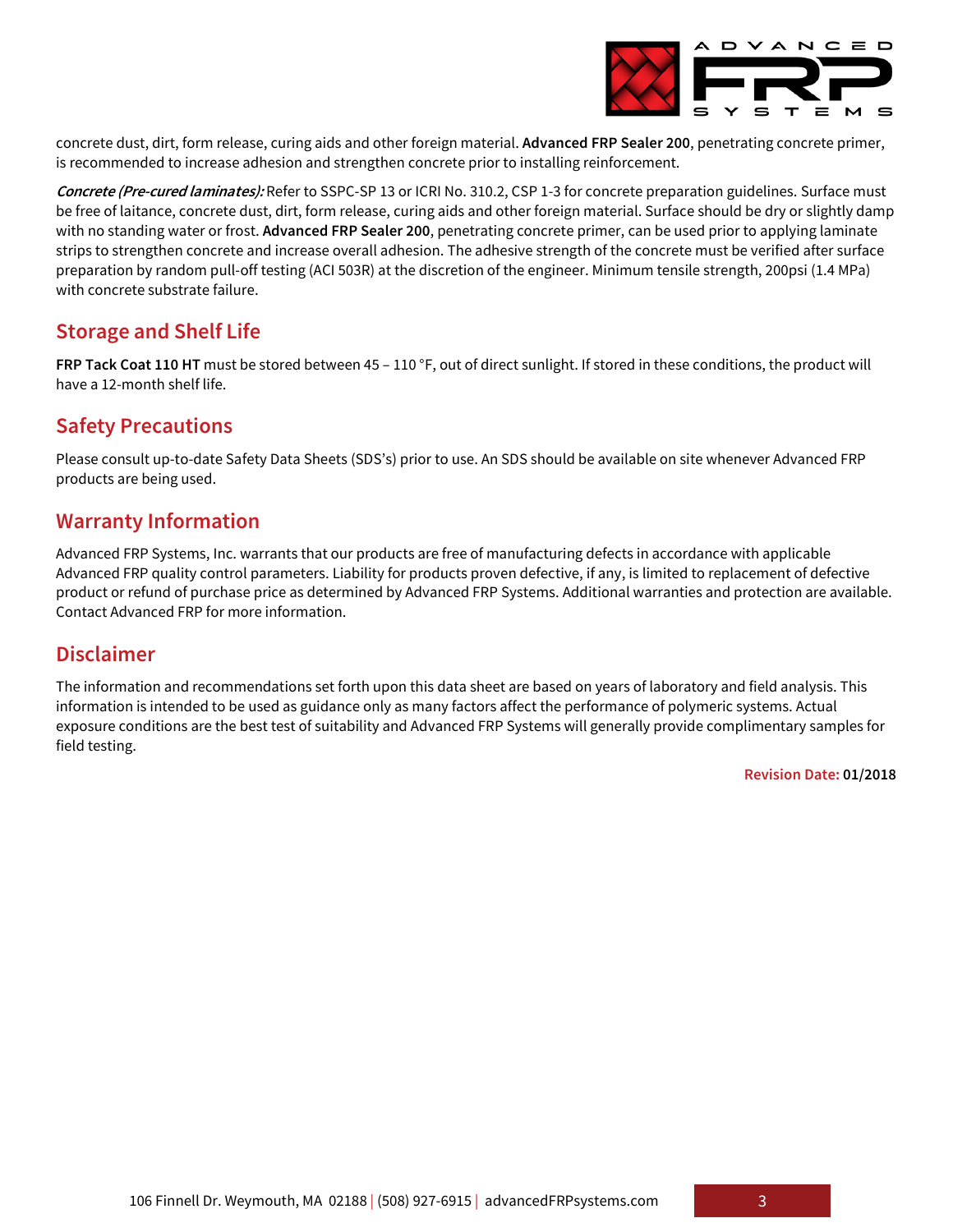concrete dust, dirt, form release, curing aids and other foreign material. **Advanced FRP Sealer 200**, penetrating concrete primer, is recommended to increase adhesion and strengthen concrete prior to installing reinforcement.

***Concrete (Pre-cured laminates):*** Refer to SSPC-SP 13 or ICRI No. 310.2, CSP 1-3 for concrete preparation guidelines. Surface must be free of laitance, concrete dust, dirt, form release, curing aids and other foreign material. Surface should be dry or slightly damp with no standing water or frost. **Advanced FRP Sealer 200**, penetrating concrete primer, can be used prior to applying laminate strips to strengthen concrete and increase overall adhesion. The adhesive strength of the concrete must be verified after surface preparation by random pull-off testing (ACI 503R) at the discretion of the engineer. Minimum tensile strength, 200psi (1.4 MPa) with concrete substrate failure.

## Storage and Shelf Life

**FRP Tack Coat 110 HT** must be stored between 45 – 110 °F, out of direct sunlight. If stored in these conditions, the product will have a 12-month shelf life.

## Safety Precautions

Please consult up-to-date Safety Data Sheets (SDS's) prior to use. An SDS should be available on site whenever Advanced FRP products are being used.

## Warranty Information

Advanced FRP Systems, Inc. warrants that our products are free of manufacturing defects in accordance with applicable Advanced FRP quality control parameters. Liability for products proven defective, if any, is limited to replacement of defective product or refund of purchase price as determined by Advanced FRP Systems. Additional warranties and protection are available. Contact Advanced FRP for more information.

## Disclaimer

The information and recommendations set forth upon this data sheet are based on years of laboratory and field analysis. This information is intended to be used as guidance only as many factors affect the performance of polymeric systems. Actual exposure conditions are the best test of suitability and Advanced FRP Systems will generally provide complimentary samples for field testing.

**Revision Date: 01/2018**